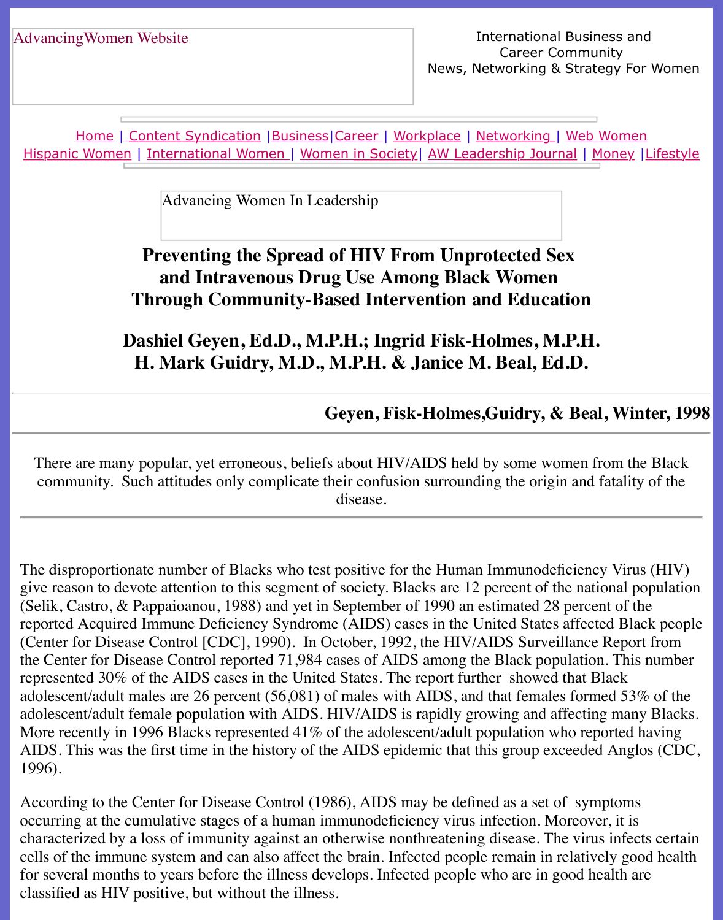AdvancingWomen Website

International Business and Career Community
News, Networking & Strategy For Women

Home | Content Syndication | Business | Career | Workplace | Networking | Web Women
Hispanic Women | International Women | Women in Society | AW Leadership Journal | Money | Lifestyle

Advancing Women In Leadership

# Preventing the Spread of HIV From Unprotected Sex and Intravenous Drug Use Among Black Women Through Community-Based Intervention and Education

## Dashiel Geyen, Ed.D., M.P.H.; Ingrid Fisk-Holmes, M.P.H. H. Mark Guidry, M.D., M.P.H. & Janice M. Beal, Ed.D.

**Geyen, Fisk-Holmes, Guidry, & Beal, Winter, 1998**

---

There are many popular, yet erroneous, beliefs about HIV/AIDS held by some women from the Black community. Such attitudes only complicate their confusion surrounding the origin and fatality of the disease.

---

The disproportionate number of Blacks who test positive for the Human Immunodeficiency Virus (HIV) give reason to devote attention to this segment of society. Blacks are 12 percent of the national population (Selik, Castro, & Pappaioanou, 1988) and yet in September of 1990 an estimated 28 percent of the reported Acquired Immune Deficiency Syndrome (AIDS) cases in the United States affected Black people (Center for Disease Control [CDC], 1990). In October, 1992, the HIV/AIDS Surveillance Report from the Center for Disease Control reported 71,984 cases of AIDS among the Black population. This number represented 30% of the AIDS cases in the United States. The report further showed that Black adolescent/adult males are 26 percent (56,081) of males with AIDS, and that females formed 53% of the adolescent/adult female population with AIDS. HIV/AIDS is rapidly growing and affecting many Blacks. More recently in 1996 Blacks represented 41% of the adolescent/adult population who reported having AIDS. This was the first time in the history of the AIDS epidemic that this group exceeded Anglos (CDC, 1996).

According to the Center for Disease Control (1986), AIDS may be defined as a set of symptoms occurring at the cumulative stages of a human immunodeficiency virus infection. Moreover, it is characterized by a loss of immunity against an otherwise nonthreatening disease. The virus infects certain cells of the immune system and can also affect the brain. Infected people remain in relatively good health for several months to years before the illness develops. Infected people who are in good health are classified as HIV positive, but without the illness.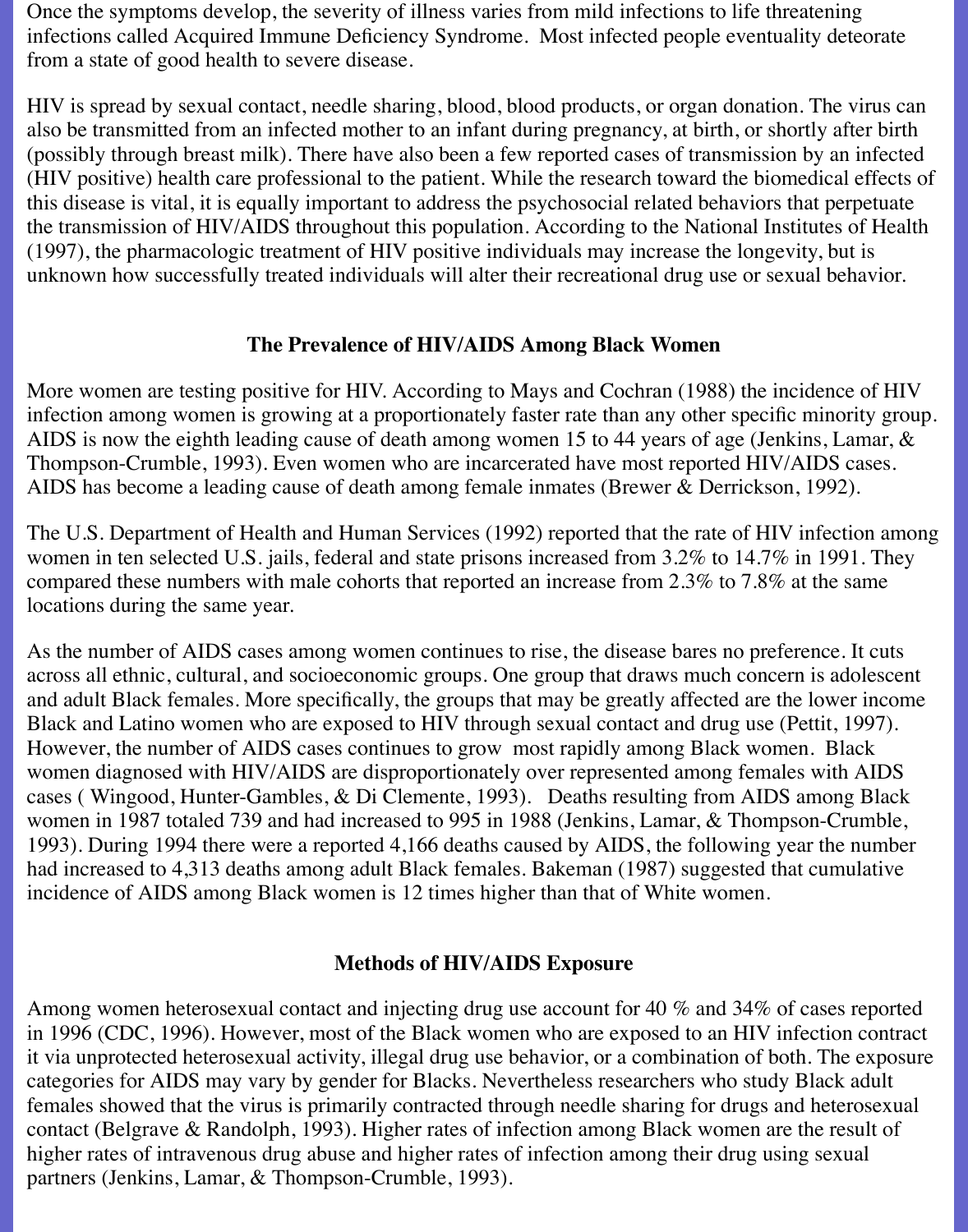Once the symptoms develop, the severity of illness varies from mild infections to life threatening infections called Acquired Immune Deficiency Syndrome. Most infected people eventuality deteorate from a state of good health to severe disease.

HIV is spread by sexual contact, needle sharing, blood, blood products, or organ donation. The virus can also be transmitted from an infected mother to an infant during pregnancy, at birth, or shortly after birth (possibly through breast milk). There have also been a few reported cases of transmission by an infected (HIV positive) health care professional to the patient. While the research toward the biomedical effects of this disease is vital, it is equally important to address the psychosocial related behaviors that perpetuate the transmission of HIV/AIDS throughout this population. According to the National Institutes of Health (1997), the pharmacologic treatment of HIV positive individuals may increase the longevity, but is unknown how successfully treated individuals will alter their recreational drug use or sexual behavior.

## The Prevalence of HIV/AIDS Among Black Women

More women are testing positive for HIV. According to Mays and Cochran (1988) the incidence of HIV infection among women is growing at a proportionately faster rate than any other specific minority group. AIDS is now the eighth leading cause of death among women 15 to 44 years of age (Jenkins, Lamar, & Thompson-Crumble, 1993). Even women who are incarcerated have most reported HIV/AIDS cases. AIDS has become a leading cause of death among female inmates (Brewer & Derrickson, 1992).

The U.S. Department of Health and Human Services (1992) reported that the rate of HIV infection among women in ten selected U.S. jails, federal and state prisons increased from 3.2% to 14.7% in 1991. They compared these numbers with male cohorts that reported an increase from 2.3% to 7.8% at the same locations during the same year.

As the number of AIDS cases among women continues to rise, the disease bares no preference. It cuts across all ethnic, cultural, and socioeconomic groups. One group that draws much concern is adolescent and adult Black females. More specifically, the groups that may be greatly affected are the lower income Black and Latino women who are exposed to HIV through sexual contact and drug use (Pettit, 1997). However, the number of AIDS cases continues to grow most rapidly among Black women. Black women diagnosed with HIV/AIDS are disproportionately over represented among females with AIDS cases ( Wingood, Hunter-Gambles, & Di Clemente, 1993). Deaths resulting from AIDS among Black women in 1987 totaled 739 and had increased to 995 in 1988 (Jenkins, Lamar, & Thompson-Crumble, 1993). During 1994 there were a reported 4,166 deaths caused by AIDS, the following year the number had increased to 4,313 deaths among adult Black females. Bakeman (1987) suggested that cumulative incidence of AIDS among Black women is 12 times higher than that of White women.

## Methods of HIV/AIDS Exposure

Among women heterosexual contact and injecting drug use account for 40 % and 34% of cases reported in 1996 (CDC, 1996). However, most of the Black women who are exposed to an HIV infection contract it via unprotected heterosexual activity, illegal drug use behavior, or a combination of both. The exposure categories for AIDS may vary by gender for Blacks. Nevertheless researchers who study Black adult females showed that the virus is primarily contracted through needle sharing for drugs and heterosexual contact (Belgrave & Randolph, 1993). Higher rates of infection among Black women are the result of higher rates of intravenous drug abuse and higher rates of infection among their drug using sexual partners (Jenkins, Lamar, & Thompson-Crumble, 1993).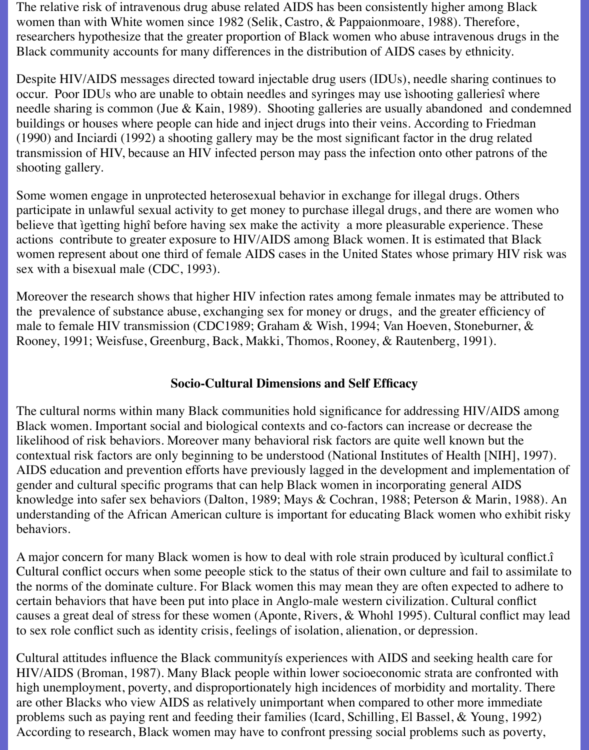The relative risk of intravenous drug abuse related AIDS has been consistently higher among Black women than with White women since 1982 (Selik, Castro, & Pappaionmoare, 1988). Therefore, researchers hypothesize that the greater proportion of Black women who abuse intravenous drugs in the Black community accounts for many differences in the distribution of AIDS cases by ethnicity.

Despite HIV/AIDS messages directed toward injectable drug users (IDUs), needle sharing continues to occur. Poor IDUs who are unable to obtain needles and syringes may use ìshooting galleriesî where needle sharing is common (Jue & Kain, 1989). Shooting galleries are usually abandoned and condemned buildings or houses where people can hide and inject drugs into their veins. According to Friedman (1990) and Inciardi (1992) a shooting gallery may be the most significant factor in the drug related transmission of HIV, because an HIV infected person may pass the infection onto other patrons of the shooting gallery.

Some women engage in unprotected heterosexual behavior in exchange for illegal drugs. Others participate in unlawful sexual activity to get money to purchase illegal drugs, and there are women who believe that ìgetting highî before having sex make the activity a more pleasurable experience. These actions contribute to greater exposure to HIV/AIDS among Black women. It is estimated that Black women represent about one third of female AIDS cases in the United States whose primary HIV risk was sex with a bisexual male (CDC, 1993).

Moreover the research shows that higher HIV infection rates among female inmates may be attributed to the prevalence of substance abuse, exchanging sex for money or drugs, and the greater efficiency of male to female HIV transmission (CDC1989; Graham & Wish, 1994; Van Hoeven, Stoneburner, & Rooney, 1991; Weisfuse, Greenburg, Back, Makki, Thomos, Rooney, & Rautenberg, 1991).

## Socio-Cultural Dimensions and Self Efficacy

The cultural norms within many Black communities hold significance for addressing HIV/AIDS among Black women. Important social and biological contexts and co-factors can increase or decrease the likelihood of risk behaviors. Moreover many behavioral risk factors are quite well known but the contextual risk factors are only beginning to be understood (National Institutes of Health [NIH], 1997). AIDS education and prevention efforts have previously lagged in the development and implementation of gender and cultural specific programs that can help Black women in incorporating general AIDS knowledge into safer sex behaviors (Dalton, 1989; Mays & Cochran, 1988; Peterson & Marin, 1988). An understanding of the African American culture is important for educating Black women who exhibit risky behaviors.

A major concern for many Black women is how to deal with role strain produced by ìcultural conflict.î Cultural conflict occurs when some peeople stick to the status of their own culture and fail to assimilate to the norms of the dominate culture. For Black women this may mean they are often expected to adhere to certain behaviors that have been put into place in Anglo-male western civilization. Cultural conflict causes a great deal of stress for these women (Aponte, Rivers, & Whohl 1995). Cultural conflict may lead to sex role conflict such as identity crisis, feelings of isolation, alienation, or depression.

Cultural attitudes influence the Black communityís experiences with AIDS and seeking health care for HIV/AIDS (Broman, 1987). Many Black people within lower socioeconomic strata are confronted with high unemployment, poverty, and disproportionately high incidences of morbidity and mortality. There are other Blacks who view AIDS as relatively unimportant when compared to other more immediate problems such as paying rent and feeding their families (Icard, Schilling, El Bassel, & Young, 1992) According to research, Black women may have to confront pressing social problems such as poverty,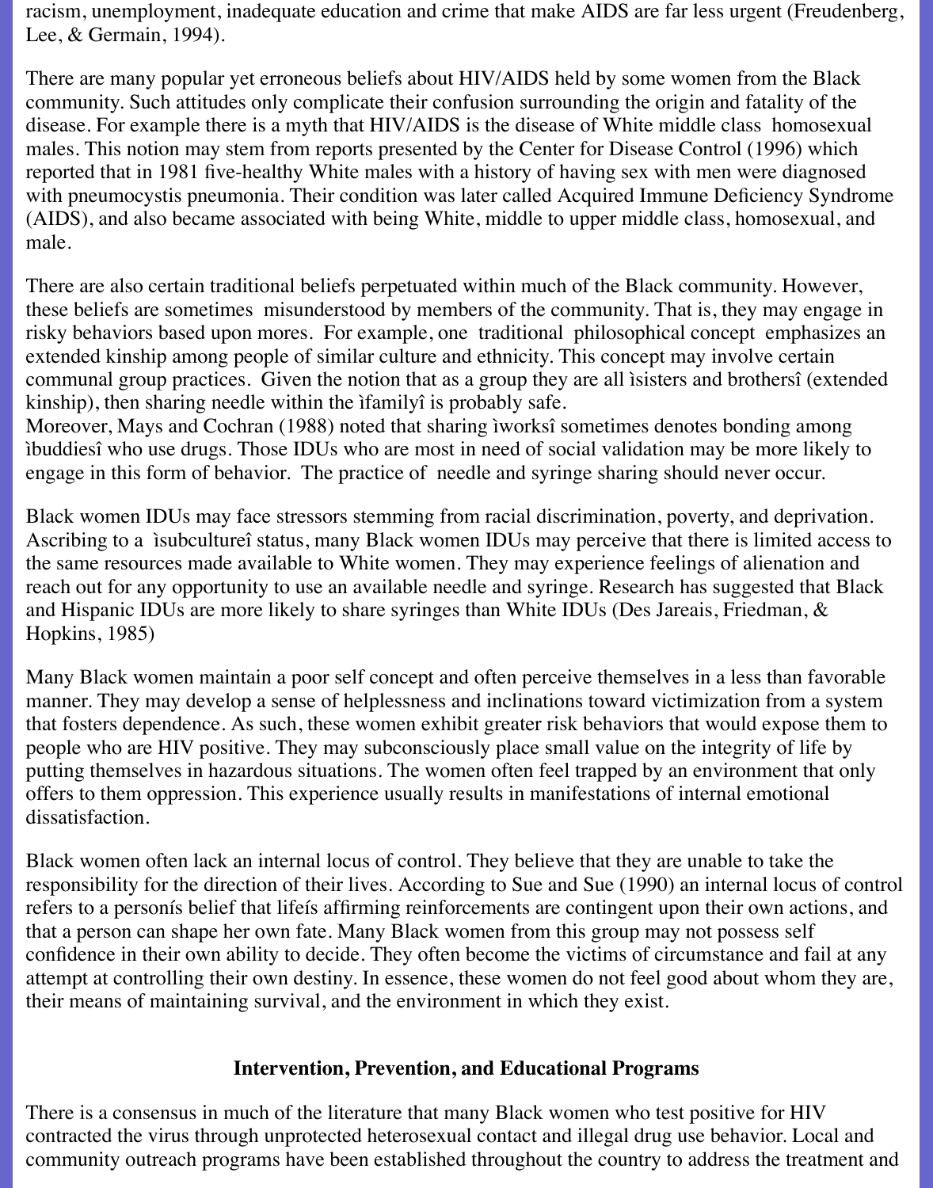racism, unemployment, inadequate education and crime that make AIDS are far less urgent (Freudenberg, Lee, & Germain, 1994).

There are many popular yet erroneous beliefs about HIV/AIDS held by some women from the Black community. Such attitudes only complicate their confusion surrounding the origin and fatality of the disease. For example there is a myth that HIV/AIDS is the disease of White middle class homosexual males. This notion may stem from reports presented by the Center for Disease Control (1996) which reported that in 1981 five-healthy White males with a history of having sex with men were diagnosed with pneumocystis pneumonia. Their condition was later called Acquired Immune Deficiency Syndrome (AIDS), and also became associated with being White, middle to upper middle class, homosexual, and male.

There are also certain traditional beliefs perpetuated within much of the Black community. However, these beliefs are sometimes misunderstood by members of the community. That is, they may engage in risky behaviors based upon mores. For example, one traditional philosophical concept emphasizes an extended kinship among people of similar culture and ethnicity. This concept may involve certain communal group practices. Given the notion that as a group they are all ìsisters and brothersî (extended kinship), then sharing needle within the ìfamilyî is probably safe.
Moreover, Mays and Cochran (1988) noted that sharing ìworksî sometimes denotes bonding among ìbuddiesî who use drugs. Those IDUs who are most in need of social validation may be more likely to engage in this form of behavior. The practice of needle and syringe sharing should never occur.

Black women IDUs may face stressors stemming from racial discrimination, poverty, and deprivation. Ascribing to a ìsubcultureî status, many Black women IDUs may perceive that there is limited access to the same resources made available to White women. They may experience feelings of alienation and reach out for any opportunity to use an available needle and syringe. Research has suggested that Black and Hispanic IDUs are more likely to share syringes than White IDUs (Des Jareais, Friedman, & Hopkins, 1985)

Many Black women maintain a poor self concept and often perceive themselves in a less than favorable manner. They may develop a sense of helplessness and inclinations toward victimization from a system that fosters dependence. As such, these women exhibit greater risk behaviors that would expose them to people who are HIV positive. They may subconsciously place small value on the integrity of life by putting themselves in hazardous situations. The women often feel trapped by an environment that only offers to them oppression. This experience usually results in manifestations of internal emotional dissatisfaction.

Black women often lack an internal locus of control. They believe that they are unable to take the responsibility for the direction of their lives. According to Sue and Sue (1990) an internal locus of control refers to a personís belief that lifeís affirming reinforcements are contingent upon their own actions, and that a person can shape her own fate. Many Black women from this group may not possess self confidence in their own ability to decide. They often become the victims of circumstance and fail at any attempt at controlling their own destiny. In essence, these women do not feel good about whom they are, their means of maintaining survival, and the environment in which they exist.

## Intervention, Prevention, and Educational Programs

There is a consensus in much of the literature that many Black women who test positive for HIV contracted the virus through unprotected heterosexual contact and illegal drug use behavior. Local and community outreach programs have been established throughout the country to address the treatment and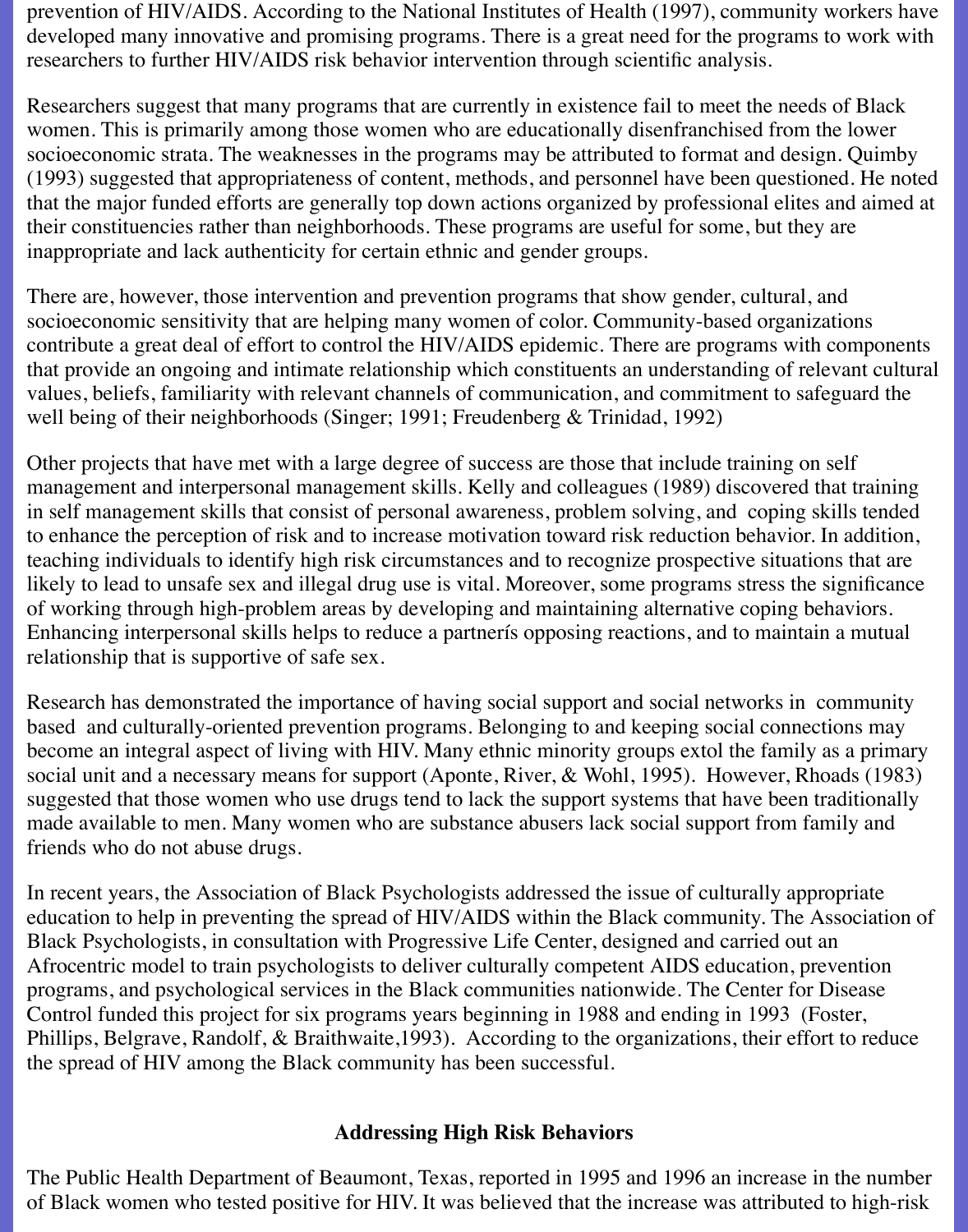prevention of HIV/AIDS. According to the National Institutes of Health (1997), community workers have developed many innovative and promising programs. There is a great need for the programs to work with researchers to further HIV/AIDS risk behavior intervention through scientific analysis.

Researchers suggest that many programs that are currently in existence fail to meet the needs of Black women. This is primarily among those women who are educationally disenfranchised from the lower socioeconomic strata. The weaknesses in the programs may be attributed to format and design. Quimby (1993) suggested that appropriateness of content, methods, and personnel have been questioned. He noted that the major funded efforts are generally top down actions organized by professional elites and aimed at their constituencies rather than neighborhoods. These programs are useful for some, but they are inappropriate and lack authenticity for certain ethnic and gender groups.

There are, however, those intervention and prevention programs that show gender, cultural, and socioeconomic sensitivity that are helping many women of color. Community-based organizations contribute a great deal of effort to control the HIV/AIDS epidemic. There are programs with components that provide an ongoing and intimate relationship which constituents an understanding of relevant cultural values, beliefs, familiarity with relevant channels of communication, and commitment to safeguard the well being of their neighborhoods (Singer; 1991; Freudenberg & Trinidad, 1992)

Other projects that have met with a large degree of success are those that include training on self management and interpersonal management skills. Kelly and colleagues (1989) discovered that training in self management skills that consist of personal awareness, problem solving, and coping skills tended to enhance the perception of risk and to increase motivation toward risk reduction behavior. In addition, teaching individuals to identify high risk circumstances and to recognize prospective situations that are likely to lead to unsafe sex and illegal drug use is vital. Moreover, some programs stress the significance of working through high-problem areas by developing and maintaining alternative coping behaviors. Enhancing interpersonal skills helps to reduce a partnerís opposing reactions, and to maintain a mutual relationship that is supportive of safe sex.

Research has demonstrated the importance of having social support and social networks in community based and culturally-oriented prevention programs. Belonging to and keeping social connections may become an integral aspect of living with HIV. Many ethnic minority groups extol the family as a primary social unit and a necessary means for support (Aponte, River, & Wohl, 1995). However, Rhoads (1983) suggested that those women who use drugs tend to lack the support systems that have been traditionally made available to men. Many women who are substance abusers lack social support from family and friends who do not abuse drugs.

In recent years, the Association of Black Psychologists addressed the issue of culturally appropriate education to help in preventing the spread of HIV/AIDS within the Black community. The Association of Black Psychologists, in consultation with Progressive Life Center, designed and carried out an Afrocentric model to train psychologists to deliver culturally competent AIDS education, prevention programs, and psychological services in the Black communities nationwide. The Center for Disease Control funded this project for six programs years beginning in 1988 and ending in 1993 (Foster, Phillips, Belgrave, Randolf, & Braithwaite,1993). According to the organizations, their effort to reduce the spread of HIV among the Black community has been successful.

## Addressing High Risk Behaviors

The Public Health Department of Beaumont, Texas, reported in 1995 and 1996 an increase in the number of Black women who tested positive for HIV. It was believed that the increase was attributed to high-risk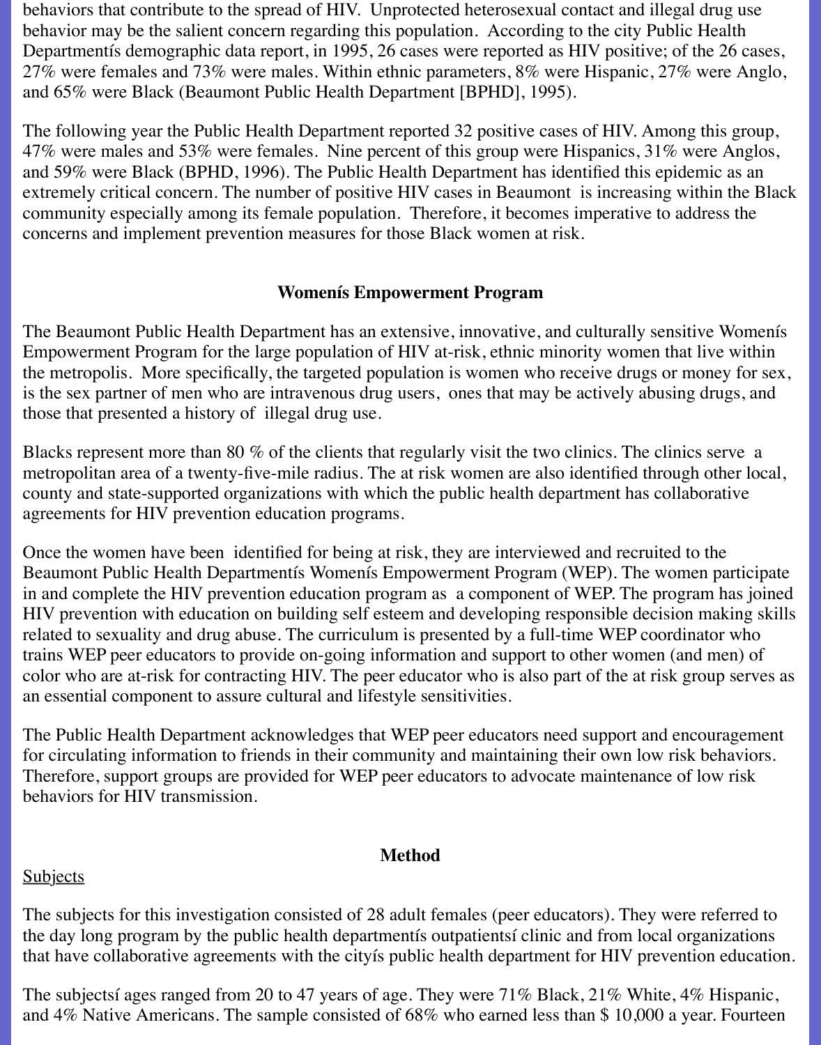behaviors that contribute to the spread of HIV. Unprotected heterosexual contact and illegal drug use behavior may be the salient concern regarding this population. According to the city Public Health Departmentís demographic data report, in 1995, 26 cases were reported as HIV positive; of the 26 cases, 27% were females and 73% were males. Within ethnic parameters, 8% were Hispanic, 27% were Anglo, and 65% were Black (Beaumont Public Health Department [BPHD], 1995).

The following year the Public Health Department reported 32 positive cases of HIV. Among this group, 47% were males and 53% were females. Nine percent of this group were Hispanics, 31% were Anglos, and 59% were Black (BPHD, 1996). The Public Health Department has identified this epidemic as an extremely critical concern. The number of positive HIV cases in Beaumont is increasing within the Black community especially among its female population. Therefore, it becomes imperative to address the concerns and implement prevention measures for those Black women at risk.

## Womenís Empowerment Program

The Beaumont Public Health Department has an extensive, innovative, and culturally sensitive Womenís Empowerment Program for the large population of HIV at-risk, ethnic minority women that live within the metropolis. More specifically, the targeted population is women who receive drugs or money for sex, is the sex partner of men who are intravenous drug users, ones that may be actively abusing drugs, and those that presented a history of illegal drug use.

Blacks represent more than 80 % of the clients that regularly visit the two clinics. The clinics serve a metropolitan area of a twenty-five-mile radius. The at risk women are also identified through other local, county and state-supported organizations with which the public health department has collaborative agreements for HIV prevention education programs.

Once the women have been identified for being at risk, they are interviewed and recruited to the Beaumont Public Health Departmentís Womenís Empowerment Program (WEP). The women participate in and complete the HIV prevention education program as a component of WEP. The program has joined HIV prevention with education on building self esteem and developing responsible decision making skills related to sexuality and drug abuse. The curriculum is presented by a full-time WEP coordinator who trains WEP peer educators to provide on-going information and support to other women (and men) of color who are at-risk for contracting HIV. The peer educator who is also part of the at risk group serves as an essential component to assure cultural and lifestyle sensitivities.

The Public Health Department acknowledges that WEP peer educators need support and encouragement for circulating information to friends in their community and maintaining their own low risk behaviors. Therefore, support groups are provided for WEP peer educators to advocate maintenance of low risk behaviors for HIV transmission.

## Method

### Subjects

The subjects for this investigation consisted of 28 adult females (peer educators). They were referred to the day long program by the public health departmentís outpatientsí clinic and from local organizations that have collaborative agreements with the cityís public health department for HIV prevention education.

The subjectsí ages ranged from 20 to 47 years of age. They were 71% Black, 21% White, 4% Hispanic, and 4% Native Americans. The sample consisted of 68% who earned less than $ 10,000 a year. Fourteen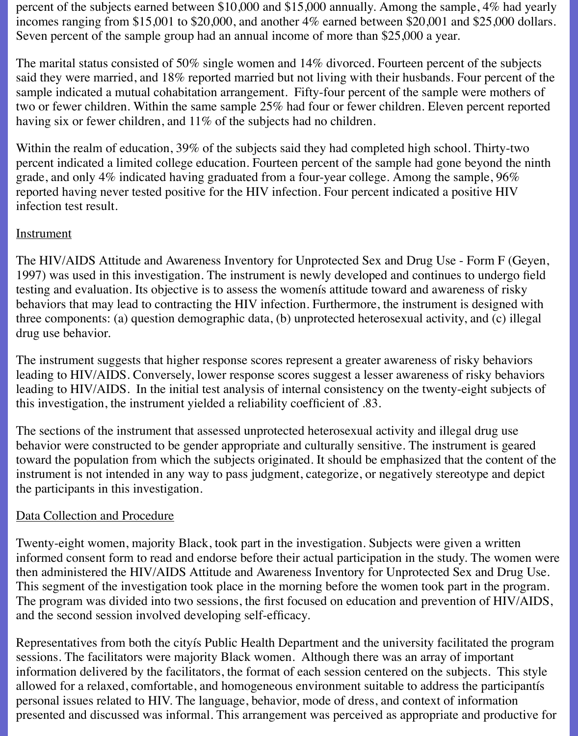percent of the subjects earned between $10,000 and $15,000 annually. Among the sample, 4% had yearly incomes ranging from $15,001 to $20,000, and another 4% earned between $20,001 and $25,000 dollars. Seven percent of the sample group had an annual income of more than $25,000 a year.

The marital status consisted of 50% single women and 14% divorced. Fourteen percent of the subjects said they were married, and 18% reported married but not living with their husbands. Four percent of the sample indicated a mutual cohabitation arrangement. Fifty-four percent of the sample were mothers of two or fewer children. Within the same sample 25% had four or fewer children. Eleven percent reported having six or fewer children, and 11% of the subjects had no children.

Within the realm of education, 39% of the subjects said they had completed high school. Thirty-two percent indicated a limited college education. Fourteen percent of the sample had gone beyond the ninth grade, and only 4% indicated having graduated from a four-year college. Among the sample, 96% reported having never tested positive for the HIV infection. Four percent indicated a positive HIV infection test result.

## Instrument

The HIV/AIDS Attitude and Awareness Inventory for Unprotected Sex and Drug Use - Form F (Geyen, 1997) was used in this investigation. The instrument is newly developed and continues to undergo field testing and evaluation. Its objective is to assess the womenís attitude toward and awareness of risky behaviors that may lead to contracting the HIV infection. Furthermore, the instrument is designed with three components: (a) question demographic data, (b) unprotected heterosexual activity, and (c) illegal drug use behavior.

The instrument suggests that higher response scores represent a greater awareness of risky behaviors leading to HIV/AIDS. Conversely, lower response scores suggest a lesser awareness of risky behaviors leading to HIV/AIDS. In the initial test analysis of internal consistency on the twenty-eight subjects of this investigation, the instrument yielded a reliability coefficient of .83.

The sections of the instrument that assessed unprotected heterosexual activity and illegal drug use behavior were constructed to be gender appropriate and culturally sensitive. The instrument is geared toward the population from which the subjects originated. It should be emphasized that the content of the instrument is not intended in any way to pass judgment, categorize, or negatively stereotype and depict the participants in this investigation.

## Data Collection and Procedure

Twenty-eight women, majority Black, took part in the investigation. Subjects were given a written informed consent form to read and endorse before their actual participation in the study. The women were then administered the HIV/AIDS Attitude and Awareness Inventory for Unprotected Sex and Drug Use. This segment of the investigation took place in the morning before the women took part in the program. The program was divided into two sessions, the first focused on education and prevention of HIV/AIDS, and the second session involved developing self-efficacy.

Representatives from both the cityís Public Health Department and the university facilitated the program sessions. The facilitators were majority Black women. Although there was an array of important information delivered by the facilitators, the format of each session centered on the subjects. This style allowed for a relaxed, comfortable, and homogeneous environment suitable to address the participantís personal issues related to HIV. The language, behavior, mode of dress, and context of information presented and discussed was informal. This arrangement was perceived as appropriate and productive for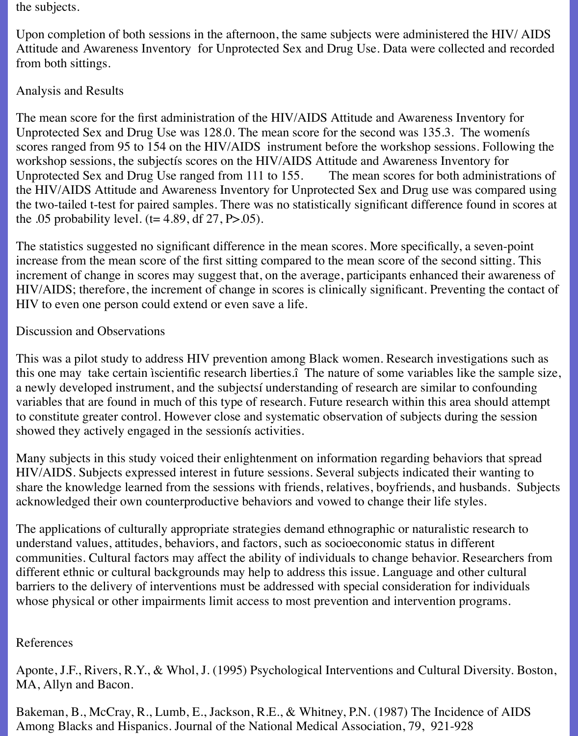the subjects.

Upon completion of both sessions in the afternoon, the same subjects were administered the HIV/ AIDS Attitude and Awareness Inventory for Unprotected Sex and Drug Use. Data were collected and recorded from both sittings.

## Analysis and Results

The mean score for the first administration of the HIV/AIDS Attitude and Awareness Inventory for Unprotected Sex and Drug Use was 128.0. The mean score for the second was 135.3. The womenís scores ranged from 95 to 154 on the HIV/AIDS instrument before the workshop sessions. Following the workshop sessions, the subjectís scores on the HIV/AIDS Attitude and Awareness Inventory for Unprotected Sex and Drug Use ranged from 111 to 155. The mean scores for both administrations of the HIV/AIDS Attitude and Awareness Inventory for Unprotected Sex and Drug use was compared using the two-tailed t-test for paired samples. There was no statistically significant difference found in scores at the .05 probability level. ($t= 4.89$, df 27, $P>.05$).

The statistics suggested no significant difference in the mean scores. More specifically, a seven-point increase from the mean score of the first sitting compared to the mean score of the second sitting. This increment of change in scores may suggest that, on the average, participants enhanced their awareness of HIV/AIDS; therefore, the increment of change in scores is clinically significant. Preventing the contact of HIV to even one person could extend or even save a life.

## Discussion and Observations

This was a pilot study to address HIV prevention among Black women. Research investigations such as this one may take certain ìscientific research liberties.î The nature of some variables like the sample size, a newly developed instrument, and the subjectsí understanding of research are similar to confounding variables that are found in much of this type of research. Future research within this area should attempt to constitute greater control. However close and systematic observation of subjects during the session showed they actively engaged in the sessionís activities.

Many subjects in this study voiced their enlightenment on information regarding behaviors that spread HIV/AIDS. Subjects expressed interest in future sessions. Several subjects indicated their wanting to share the knowledge learned from the sessions with friends, relatives, boyfriends, and husbands. Subjects acknowledged their own counterproductive behaviors and vowed to change their life styles.

The applications of culturally appropriate strategies demand ethnographic or naturalistic research to understand values, attitudes, behaviors, and factors, such as socioeconomic status in different communities. Cultural factors may affect the ability of individuals to change behavior. Researchers from different ethnic or cultural backgrounds may help to address this issue. Language and other cultural barriers to the delivery of interventions must be addressed with special consideration for individuals whose physical or other impairments limit access to most prevention and intervention programs.

## References

Aponte, J.F., Rivers, R.Y., & Whol, J. (1995) Psychological Interventions and Cultural Diversity. Boston, MA, Allyn and Bacon.

Bakeman, B., McCray, R., Lumb, E., Jackson, R.E., & Whitney, P.N. (1987) The Incidence of AIDS Among Blacks and Hispanics. Journal of the National Medical Association, 79, 921-928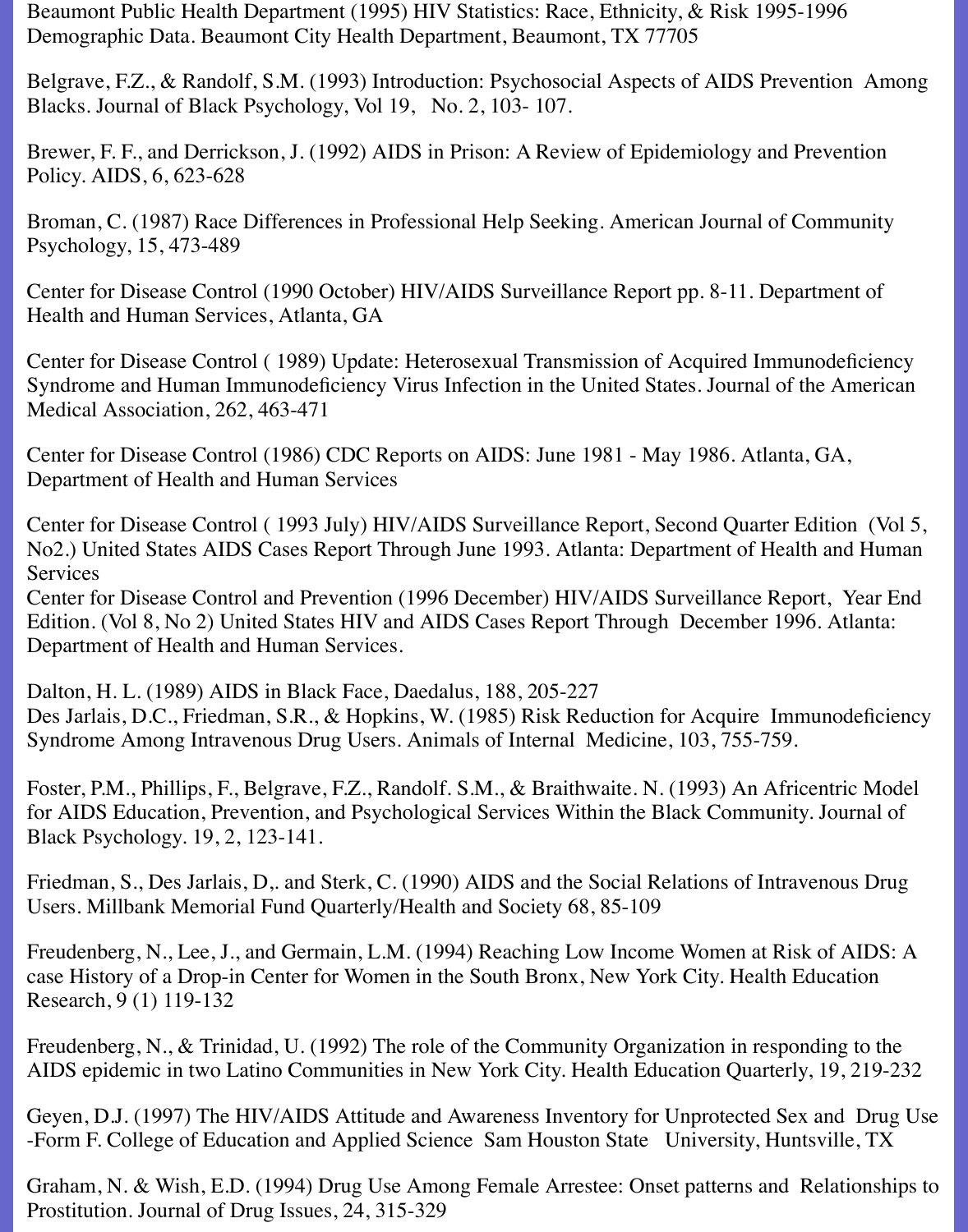Beaumont Public Health Department (1995) HIV Statistics: Race, Ethnicity, & Risk 1995-1996 Demographic Data. Beaumont City Health Department, Beaumont, TX 77705

Belgrave, F.Z., & Randolf, S.M. (1993) Introduction: Psychosocial Aspects of AIDS Prevention Among Blacks. Journal of Black Psychology, Vol 19, No. 2, 103- 107.

Brewer, F. F., and Derrickson, J. (1992) AIDS in Prison: A Review of Epidemiology and Prevention Policy. AIDS, 6, 623-628

Broman, C. (1987) Race Differences in Professional Help Seeking. American Journal of Community Psychology, 15, 473-489

Center for Disease Control (1990 October) HIV/AIDS Surveillance Report pp. 8-11. Department of Health and Human Services, Atlanta, GA

Center for Disease Control ( 1989) Update: Heterosexual Transmission of Acquired Immunodeficiency Syndrome and Human Immunodeficiency Virus Infection in the United States. Journal of the American Medical Association, 262, 463-471

Center for Disease Control (1986) CDC Reports on AIDS: June 1981 - May 1986. Atlanta, GA, Department of Health and Human Services

Center for Disease Control ( 1993 July) HIV/AIDS Surveillance Report, Second Quarter Edition (Vol 5, No2.) United States AIDS Cases Report Through June 1993. Atlanta: Department of Health and Human Services

Center for Disease Control and Prevention (1996 December) HIV/AIDS Surveillance Report, Year End Edition. (Vol 8, No 2) United States HIV and AIDS Cases Report Through December 1996. Atlanta: Department of Health and Human Services.

Dalton, H. L. (1989) AIDS in Black Face, Daedalus, 188, 205-227

Des Jarlais, D.C., Friedman, S.R., & Hopkins, W. (1985) Risk Reduction for Acquire Immunodeficiency Syndrome Among Intravenous Drug Users. Animals of Internal Medicine, 103, 755-759.

Foster, P.M., Phillips, F., Belgrave, F.Z., Randolf. S.M., & Braithwaite. N. (1993) An Africentric Model for AIDS Education, Prevention, and Psychological Services Within the Black Community. Journal of Black Psychology. 19, 2, 123-141.

Friedman, S., Des Jarlais, D,. and Sterk, C. (1990) AIDS and the Social Relations of Intravenous Drug Users. Millbank Memorial Fund Quarterly/Health and Society 68, 85-109

Freudenberg, N., Lee, J., and Germain, L.M. (1994) Reaching Low Income Women at Risk of AIDS: A case History of a Drop-in Center for Women in the South Bronx, New York City. Health Education Research, 9 (1) 119-132

Freudenberg, N., & Trinidad, U. (1992) The role of the Community Organization in responding to the AIDS epidemic in two Latino Communities in New York City. Health Education Quarterly, 19, 219-232

Geyen, D.J. (1997) The HIV/AIDS Attitude and Awareness Inventory for Unprotected Sex and Drug Use -Form F. College of Education and Applied Science Sam Houston State University, Huntsville, TX

Graham, N. & Wish, E.D. (1994) Drug Use Among Female Arrestee: Onset patterns and Relationships to Prostitution. Journal of Drug Issues, 24, 315-329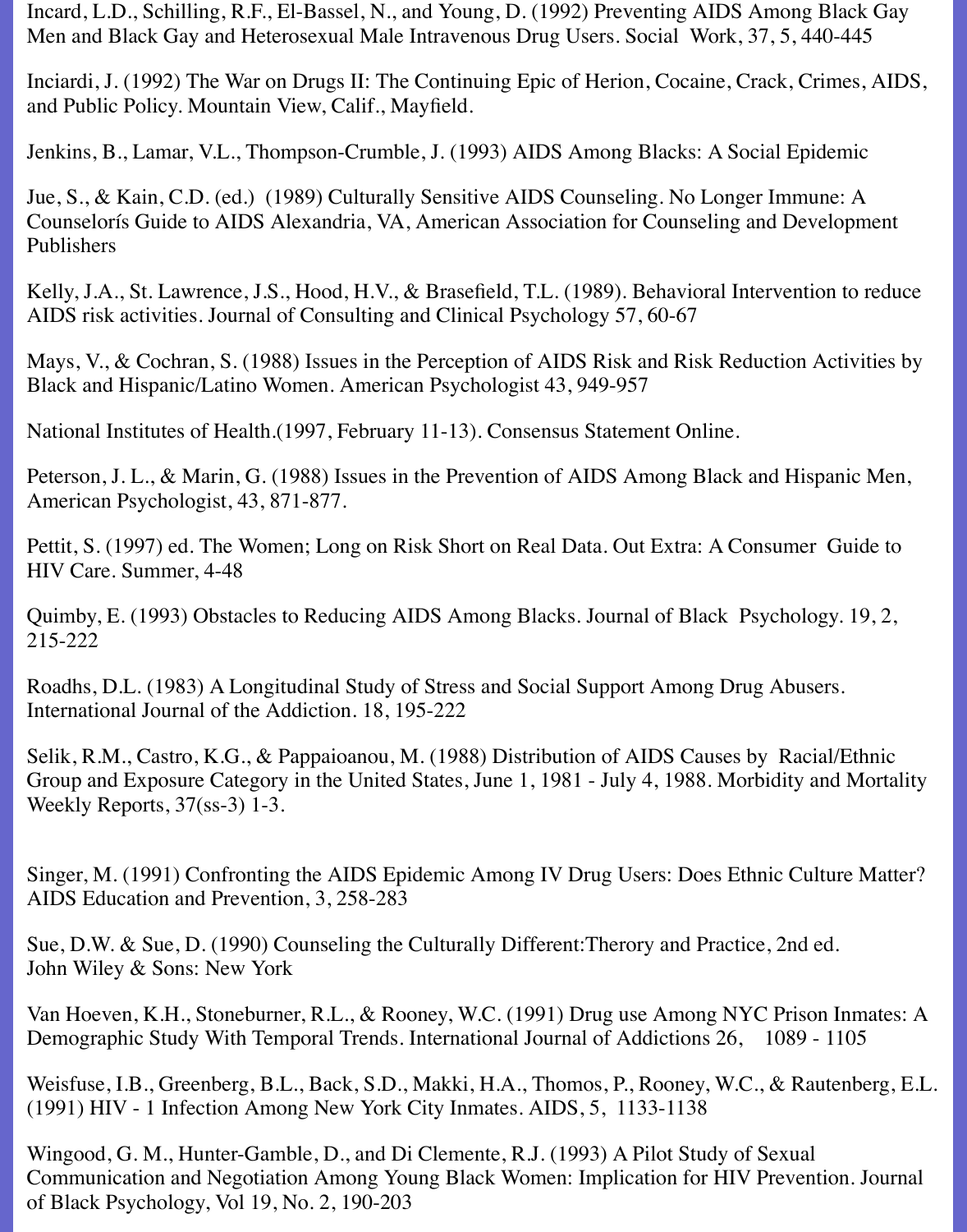Incard, L.D., Schilling, R.F., El-Bassel, N., and Young, D. (1992) Preventing AIDS Among Black Gay Men and Black Gay and Heterosexual Male Intravenous Drug Users. Social Work, 37, 5, 440-445

Inciardi, J. (1992) The War on Drugs II: The Continuing Epic of Herion, Cocaine, Crack, Crimes, AIDS, and Public Policy. Mountain View, Calif., Mayfield.

Jenkins, B., Lamar, V.L., Thompson-Crumble, J. (1993) AIDS Among Blacks: A Social Epidemic

Jue, S., & Kain, C.D. (ed.) (1989) Culturally Sensitive AIDS Counseling. No Longer Immune: A Counselorís Guide to AIDS Alexandria, VA, American Association for Counseling and Development Publishers

Kelly, J.A., St. Lawrence, J.S., Hood, H.V., & Brasefield, T.L. (1989). Behavioral Intervention to reduce AIDS risk activities. Journal of Consulting and Clinical Psychology 57, 60-67

Mays, V., & Cochran, S. (1988) Issues in the Perception of AIDS Risk and Risk Reduction Activities by Black and Hispanic/Latino Women. American Psychologist 43, 949-957

National Institutes of Health.(1997, February 11-13). Consensus Statement Online.

Peterson, J. L., & Marin, G. (1988) Issues in the Prevention of AIDS Among Black and Hispanic Men, American Psychologist, 43, 871-877.

Pettit, S. (1997) ed. The Women; Long on Risk Short on Real Data. Out Extra: A Consumer Guide to HIV Care. Summer, 4-48

Quimby, E. (1993) Obstacles to Reducing AIDS Among Blacks. Journal of Black Psychology. 19, 2, 215-222

Roadhs, D.L. (1983) A Longitudinal Study of Stress and Social Support Among Drug Abusers. International Journal of the Addiction. 18, 195-222

Selik, R.M., Castro, K.G., & Pappaioanou, M. (1988) Distribution of AIDS Causes by Racial/Ethnic Group and Exposure Category in the United States, June 1, 1981 - July 4, 1988. Morbidity and Mortality Weekly Reports, 37(ss-3) 1-3.

Singer, M. (1991) Confronting the AIDS Epidemic Among IV Drug Users: Does Ethnic Culture Matter? AIDS Education and Prevention, 3, 258-283

Sue, D.W. & Sue, D. (1990) Counseling the Culturally Different:Therory and Practice, 2nd ed. John Wiley & Sons: New York

Van Hoeven, K.H., Stoneburner, R.L., & Rooney, W.C. (1991) Drug use Among NYC Prison Inmates: A Demographic Study With Temporal Trends. International Journal of Addictions 26, 1089 - 1105

Weisfuse, I.B., Greenberg, B.L., Back, S.D., Makki, H.A., Thomos, P., Rooney, W.C., & Rautenberg, E.L. (1991) HIV - 1 Infection Among New York City Inmates. AIDS, 5, 1133-1138

Wingood, G. M., Hunter-Gamble, D., and Di Clemente, R.J. (1993) A Pilot Study of Sexual Communication and Negotiation Among Young Black Women: Implication for HIV Prevention. Journal of Black Psychology, Vol 19, No. 2, 190-203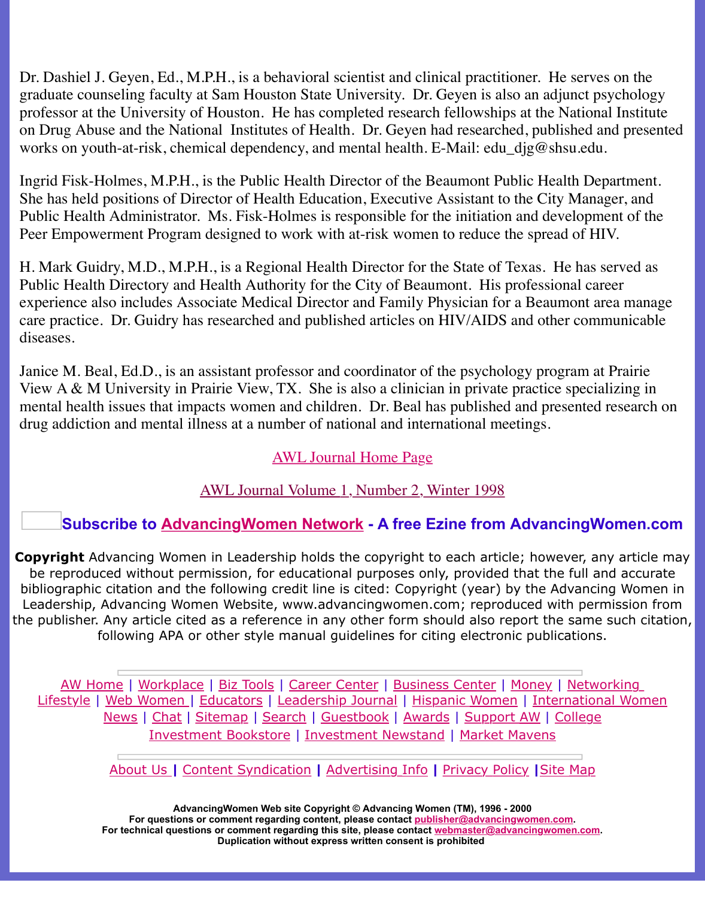Dr. Dashiel J. Geyen, Ed., M.P.H., is a behavioral scientist and clinical practitioner. He serves on the graduate counseling faculty at Sam Houston State University. Dr. Geyen is also an adjunct psychology professor at the University of Houston. He has completed research fellowships at the National Institute on Drug Abuse and the National Institutes of Health. Dr. Geyen had researched, published and presented works on youth-at-risk, chemical dependency, and mental health. E-Mail: edu_djg@shsu.edu.

Ingrid Fisk-Holmes, M.P.H., is the Public Health Director of the Beaumont Public Health Department. She has held positions of Director of Health Education, Executive Assistant to the City Manager, and Public Health Administrator. Ms. Fisk-Holmes is responsible for the initiation and development of the Peer Empowerment Program designed to work with at-risk women to reduce the spread of HIV.

H. Mark Guidry, M.D., M.P.H., is a Regional Health Director for the State of Texas. He has served as Public Health Directory and Health Authority for the City of Beaumont. His professional career experience also includes Associate Medical Director and Family Physician for a Beaumont area manage care practice. Dr. Guidry has researched and published articles on HIV/AIDS and other communicable diseases.

Janice M. Beal, Ed.D., is an assistant professor and coordinator of the psychology program at Prairie View A & M University in Prairie View, TX. She is also a clinician in private practice specializing in mental health issues that impacts women and children. Dr. Beal has published and presented research on drug addiction and mental illness at a number of national and international meetings.

AWL Journal Home Page

AWL Journal Volume 1, Number 2, Winter 1998

**Subscribe to AdvancingWomen Network - A free Ezine from AdvancingWomen.com**

**Copyright** Advancing Women in Leadership holds the copyright to each article; however, any article may be reproduced without permission, for educational purposes only, provided that the full and accurate bibliographic citation and the following credit line is cited: Copyright (year) by the Advancing Women in Leadership, Advancing Women Website, www.advancingwomen.com; reproduced with permission from the publisher. Any article cited as a reference in any other form should also report the same such citation, following APA or other style manual guidelines for citing electronic publications.

AW Home | Workplace | Biz Tools | Career Center | Business Center | Money | Networking Lifestyle | Web Women | Educators | Leadership Journal | Hispanic Women | International Women News | Chat | Sitemap | Search | Guestbook | Awards | Support AW | College Investment Bookstore | Investment Newstand | Market Mavens

About Us | Content Syndication | Advertising Info | Privacy Policy | Site Map

**AdvancingWomen Web site Copyright © Advancing Women (TM), 1996 - 2000**
**For questions or comment regarding content, please contact publisher@advancingwomen.com.**
**For technical questions or comment regarding this site, please contact webmaster@advancingwomen.com.**
**Duplication without express written consent is prohibited**